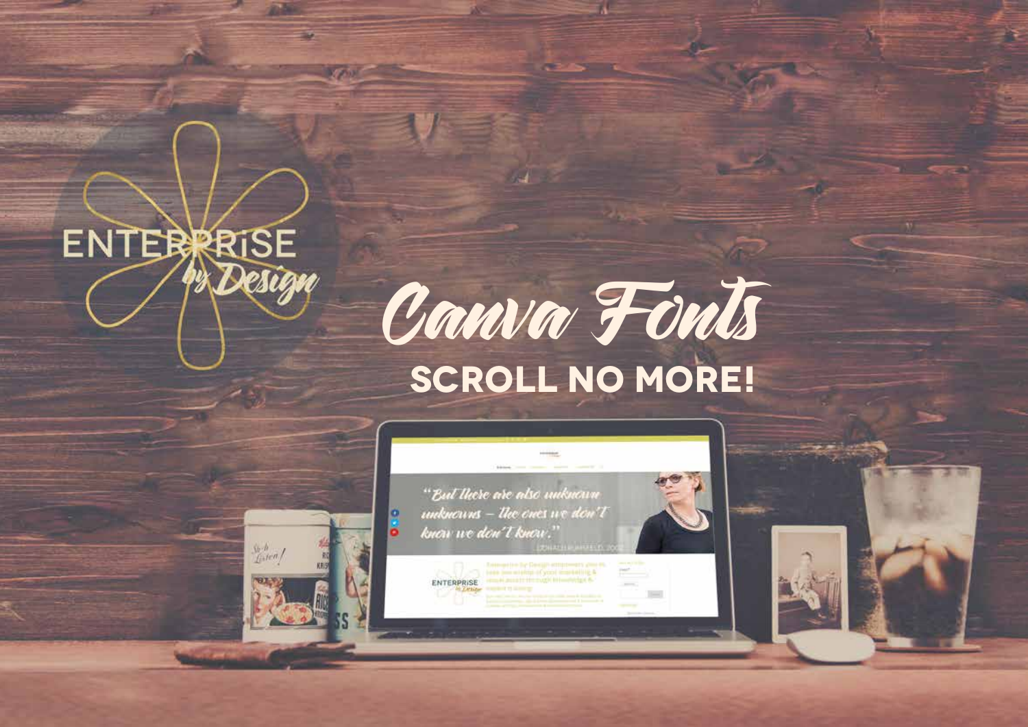ENTERPRISE by Design

# Canva Fonts

## SCROLL NO MORE!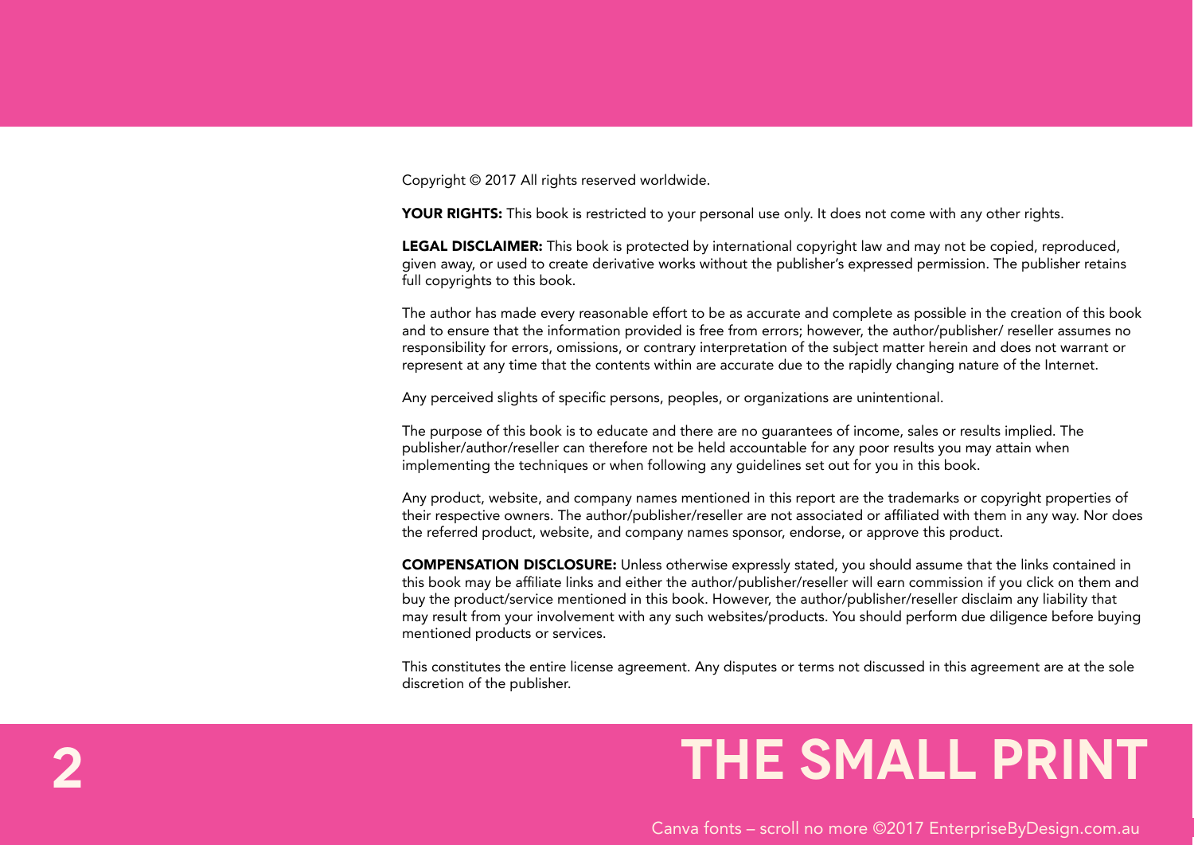# THE SMALL PRINT

Copyright © 2017 All rights reserved worldwide.

**YOUR RIGHTS:** This book is restricted to your personal use only. It does not come with any other rights.

**LEGAL DISCLAIMER:** This book is protected by international copyright law and may not be copied, reproduced, given away, or used to create derivative works without the publisher's expressed permission. The publisher retains full copyrights to this book.

The author has made every reasonable effort to be as accurate and complete as possible in the creation of this book and to ensure that the information provided is free from errors; however, the author/publisher/ reseller assumes no responsibility for errors, omissions, or contrary interpretation of the subject matter herein and does not warrant or represent at any time that the contents within are accurate due to the rapidly changing nature of the Internet.

Any perceived slights of specific persons, peoples, or organizations are unintentional.

The purpose of this book is to educate and there are no guarantees of income, sales or results implied. The publisher/author/reseller can therefore not be held accountable for any poor results you may attain when implementing the techniques or when following any guidelines set out for you in this book.

Any product, website, and company names mentioned in this report are the trademarks or copyright properties of their respective owners. The author/publisher/reseller are not associated or affiliated with them in any way. Nor does the referred product, website, and company names sponsor, endorse, or approve this product.

**COMPENSATION DISCLOSURE:** Unless otherwise expressly stated, you should assume that the links contained in this book may be affiliate links and either the author/publisher/reseller will earn commission if you click on them and buy the product/service mentioned in this book. However, the author/publisher/reseller disclaim any liability that may result from your involvement with any such websites/products. You should perform due diligence before buying mentioned products or services.

This constitutes the entire license agreement. Any disputes or terms not discussed in this agreement are at the sole discretion of the publisher.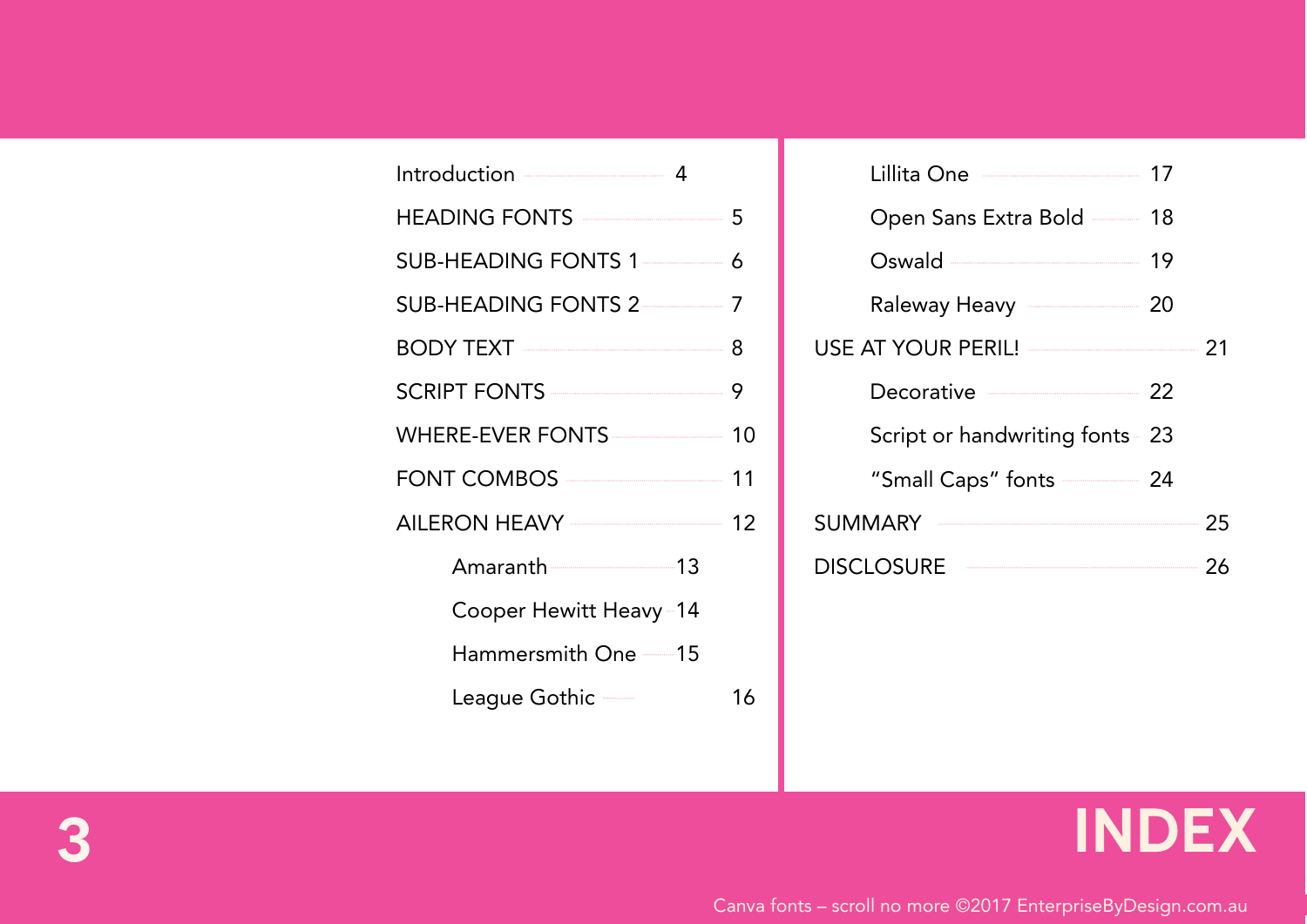# INDEX

- Introduction — 4
- HEADING FONTS — 5
- SUB-HEADING FONTS 1 — 6
- SUB-HEADING FONTS 2 — 7
- BODY TEXT — 8
- SCRIPT FONTS — 9
- WHERE-EVER FONTS — 10
- FONT COMBOS — 11
- AILERON HEAVY — 12
    - Amaranth — 13
    - Cooper Hewitt Heavy — 14
    - Hammersmith One — 15
    - League Gothic — 16
    - Lillita One — 17
    - Open Sans Extra Bold — 18
    - Oswald — 19
    - Raleway Heavy — 20
- USE AT YOUR PERIL! — 21
    - Decorative — 22
    - Script or handwriting fonts — 23
    - “Small Caps” fonts — 24
- SUMMARY — 25
- DISCLOSURE — 26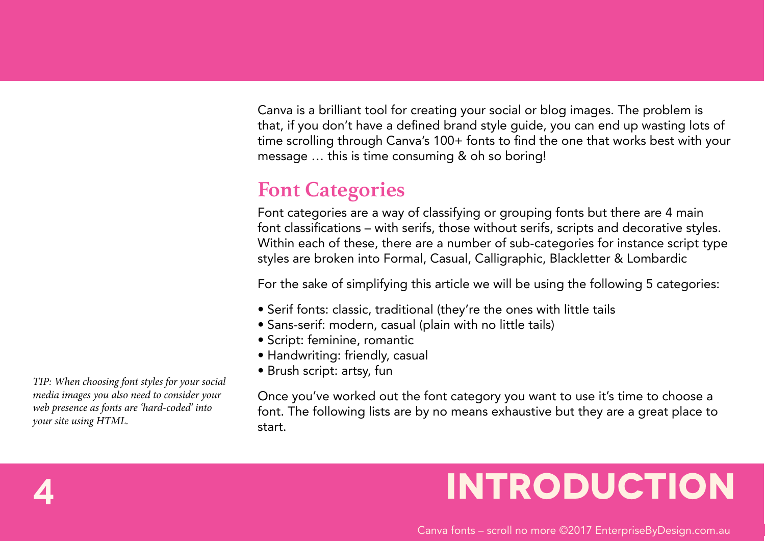# INTRODUCTION

Canva is a brilliant tool for creating your social or blog images. The problem is that, if you don't have a defined brand style guide, you can end up wasting lots of time scrolling through Canva's 100+ fonts to find the one that works best with your message … this is time consuming & oh so boring!

## Font Categories

Font categories are a way of classifying or grouping fonts but there are 4 main font classifications – with serifs, those without serifs, scripts and decorative styles. Within each of these, there are a number of sub-categories for instance script type styles are broken into Formal, Casual, Calligraphic, Blackletter & Lombardic

For the sake of simplifying this article we will be using the following 5 categories:

- Serif fonts: classic, traditional (they're the ones with little tails
- Sans-serif: modern, casual (plain with no little tails)
- Script: feminine, romantic
- Handwriting: friendly, casual
- Brush script: artsy, fun

Once you've worked out the font category you want to use it's time to choose a font. The following lists are by no means exhaustive but they are a great place to start.

*TIP: When choosing font styles for your social media images you also need to consider your web presence as fonts are 'hard-coded' into your site using HTML.*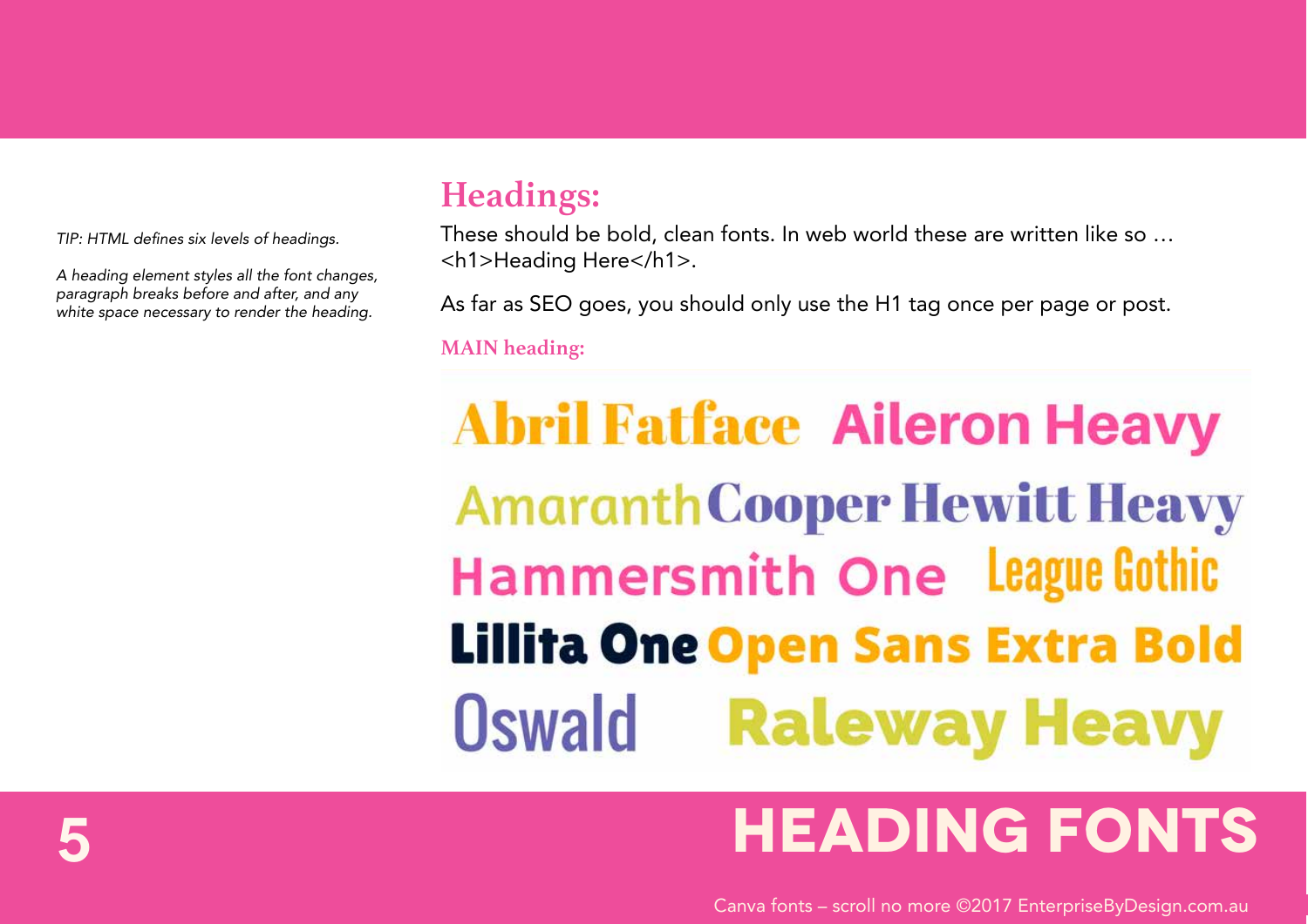# HEADING FONTS

*TIP: HTML defines six levels of headings.*

*A heading element styles all the font changes, paragraph breaks before and after, and any white space necessary to render the heading.*

## Headings:

These should be bold, clean fonts. In web world these are written like so … <h1>Heading Here</h1>.

As far as SEO goes, you should only use the H1 tag once per page or post.

### MAIN heading:

Abril Fatface Aileron Heavy

Amaranth Cooper Hewitt Heavy

Hammersmith One League Gothic

Lillita One Open Sans Extra Bold

Oswald Raleway Heavy

Canva fonts – scroll no more ©2017 EnterpriseByDesign.com.au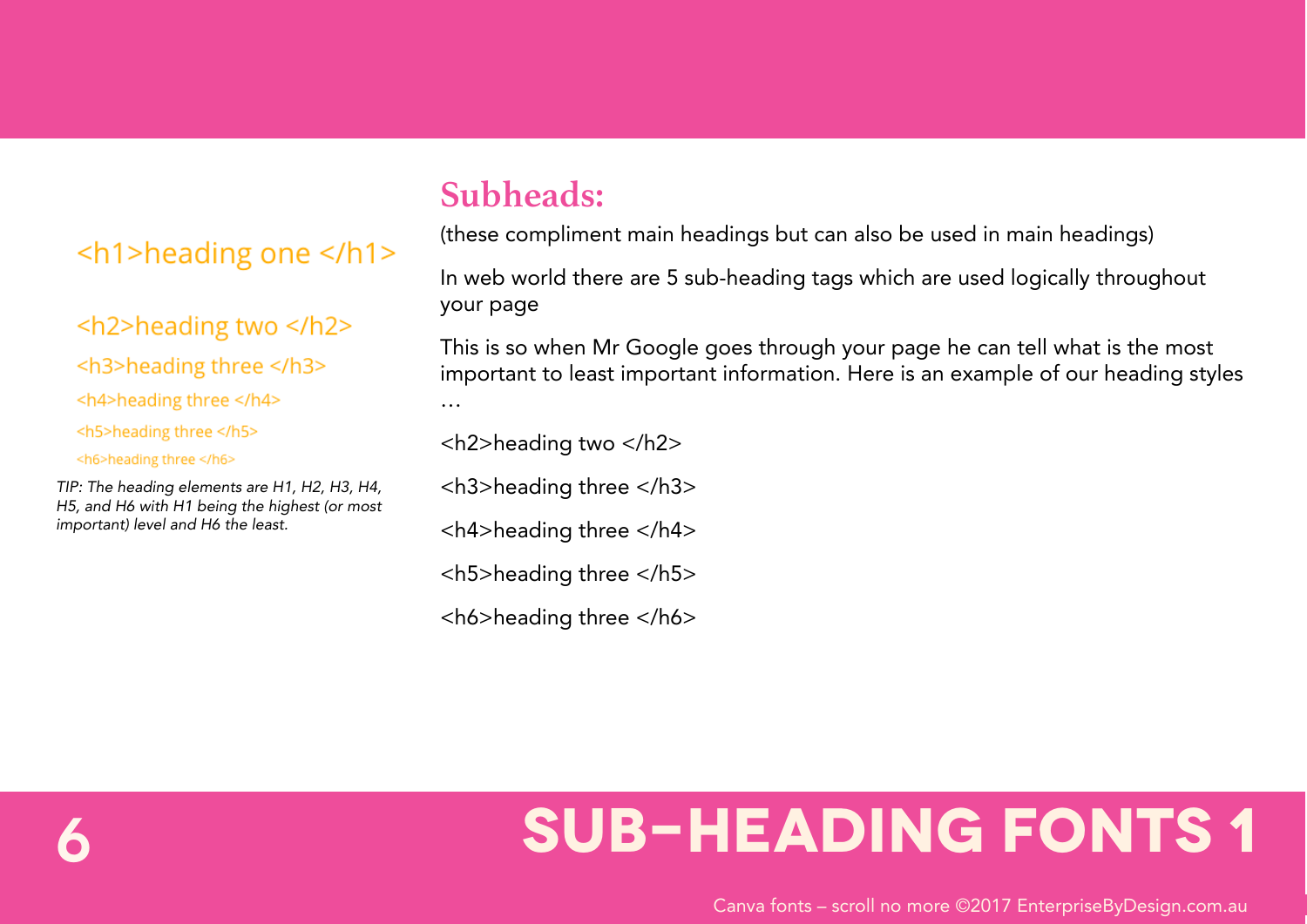# SUB-HEADING FONTS 1

<h1>heading one </h1>

<h2>heading two </h2>

<h3>heading three </h3>

<h4>heading three </h4>

<h5>heading three </h5>

<h6>heading three </h6>

*TIP: The heading elements are H1, H2, H3, H4, H5, and H6 with H1 being the highest (or most important) level and H6 the least.*

## Subheads:

(these compliment main headings but can also be used in main headings)

In web world there are 5 sub-heading tags which are used logically throughout your page

This is so when Mr Google goes through your page he can tell what is the most important to least important information. Here is an example of our heading styles …

<h2>heading two </h2>

<h3>heading three </h3>

<h4>heading three </h4>

<h5>heading three </h5>

<h6>heading three </h6>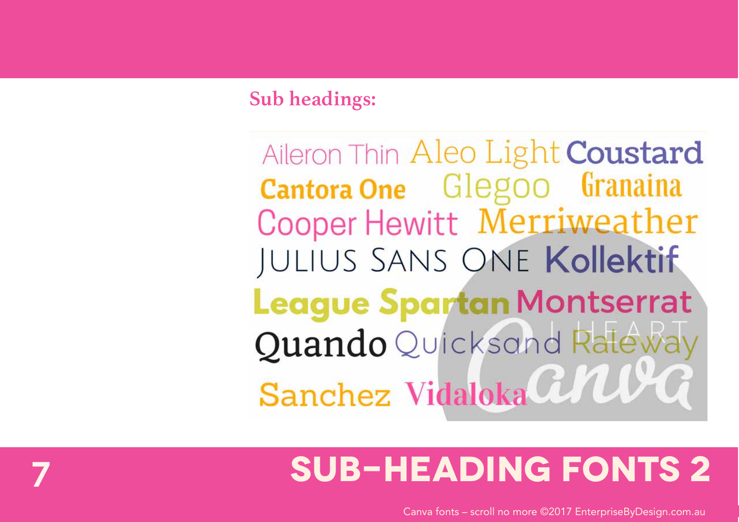**Sub headings:**

Aileron Thin Aleo Light Coustard
Cantora One Glegoo Granaina
Cooper Hewitt Merriweather
JULIUS SANS ONE Kollektif
League Spartan Montserrat
Quando Quicksand Raleway
Sanchez Vidaloka

I HEART Canva

# SUB-HEADING FONTS 2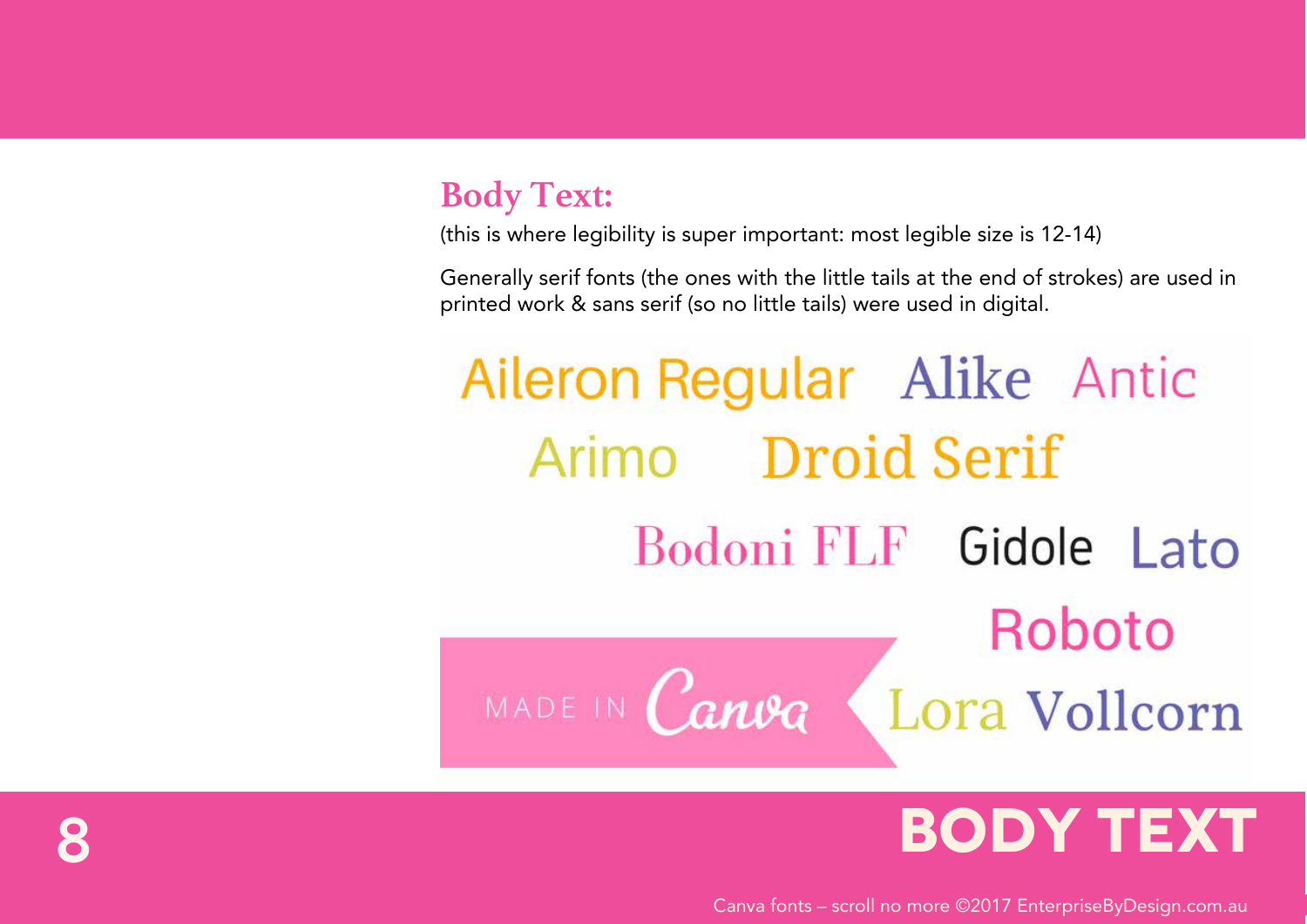## Body Text:

(this is where legibility is super important: most legible size is 12-14)

Generally serif fonts (the ones with the little tails at the end of strokes) are used in printed work & sans serif (so no little tails) were used in digital.

Aileron Regular Alike Antic

Arimo Droid Serif

Bodoni FLF Gidole Lato

Roboto

MADE IN Canva Lora Vollcorn

# BODY TEXT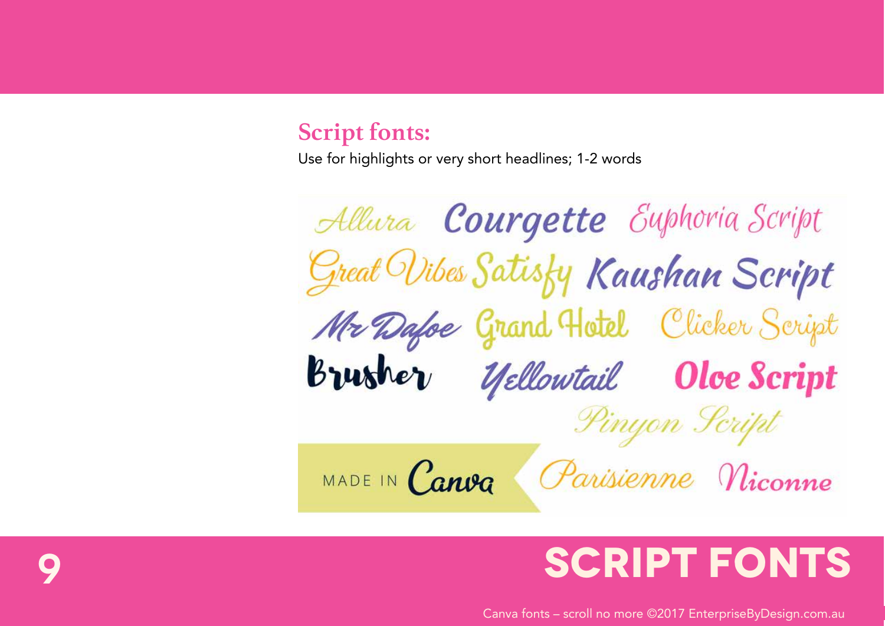# SCRIPT FONTS

## Script fonts:

Use for highlights or very short headlines; 1-2 words

Allura Courgette Euphoria Script
Great Vibes Satisfy Kaushan Script
Mr Dafoe Grand Hotel Clicker Script
Brusher Yellowtail Oleo Script
Pinyon Script
MADE IN Canva Parisienne Niconne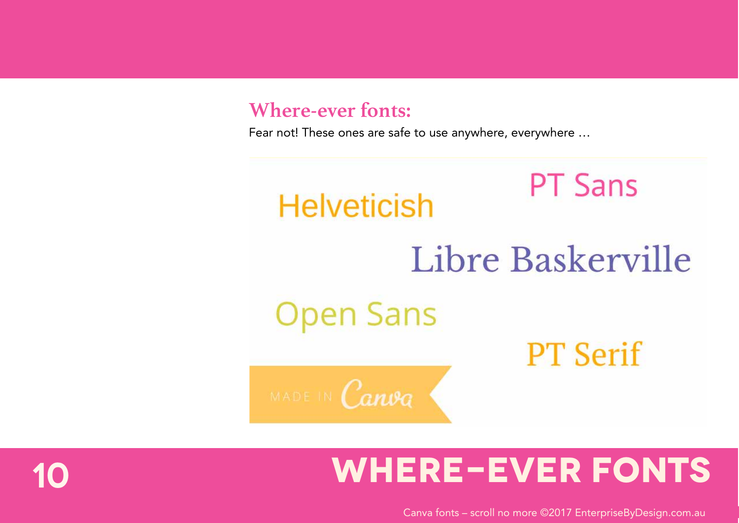## Where-ever fonts:

Fear not! These ones are safe to use anywhere, everywhere …

Helveticish

PT Sans

Libre Baskerville

Open Sans

PT Serif

MADE IN Canva

# WHERE-EVER FONTS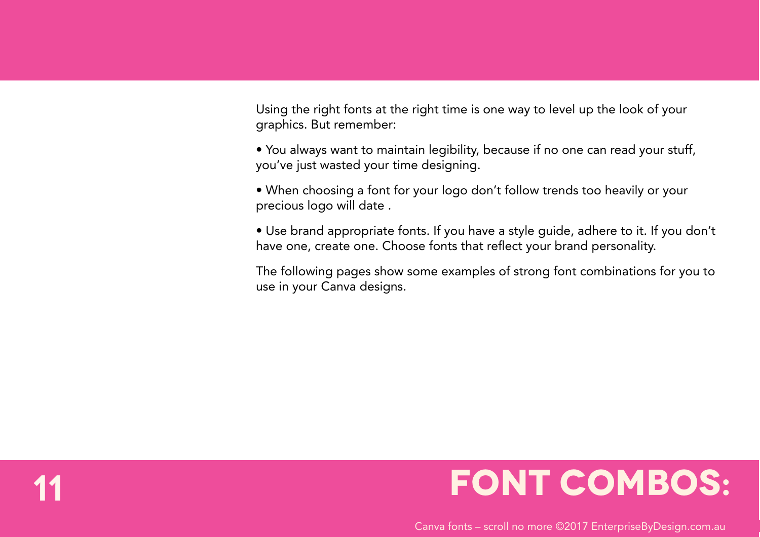Using the right fonts at the right time is one way to level up the look of your graphics. But remember:

• You always want to maintain legibility, because if no one can read your stuff, you've just wasted your time designing.

• When choosing a font for your logo don't follow trends too heavily or your precious logo will date .

• Use brand appropriate fonts. If you have a style guide, adhere to it. If you don't have one, create one. Choose fonts that reflect your brand personality.

The following pages show some examples of strong font combinations for you to use in your Canva designs.

# FONT COMBOS: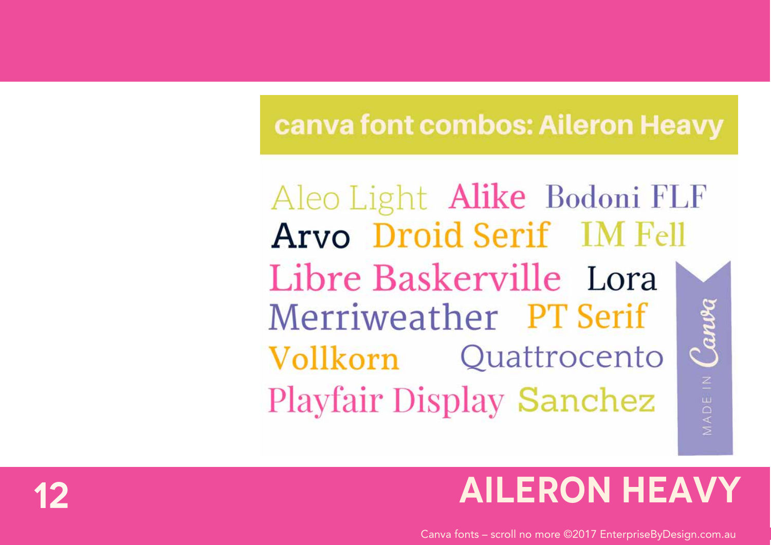canva font combos: Aileron Heavy

Aleo Light Alike Bodoni FLF
Arvo Droid Serif IM Fell
Libre Baskerville Lora
Merriweather PT Serif
Vollkorn Quattrocento
Playfair Display Sanchez

MADE IN Canva

# AILERON HEAVY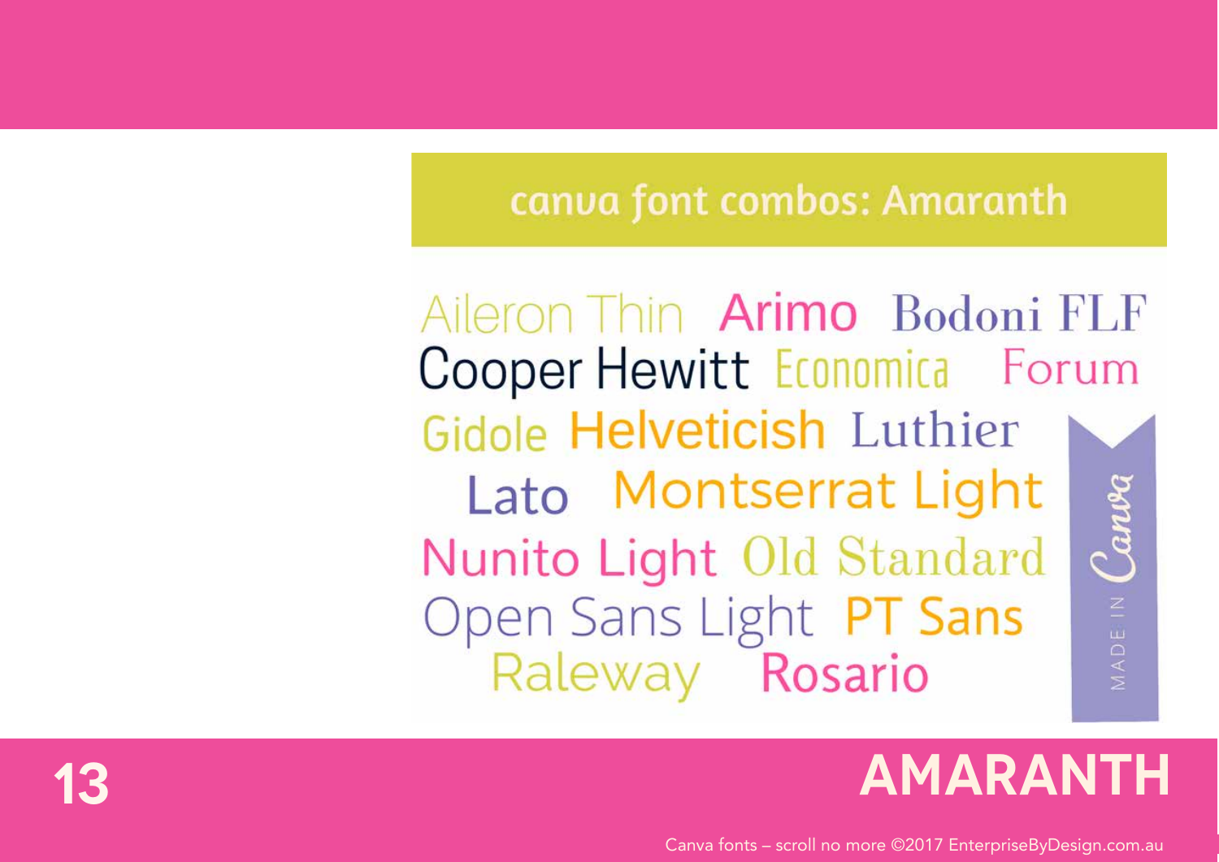## canva font combos: Amaranth

Aileron Thin Arimo Bodoni FLF
Cooper Hewitt Economica Forum
Gidole Helveticish Luthier
Lato Montserrat Light
Nunito Light Old Standard
Open Sans Light PT Sans
Raleway Rosario

MADE IN Canva

# AMARANTH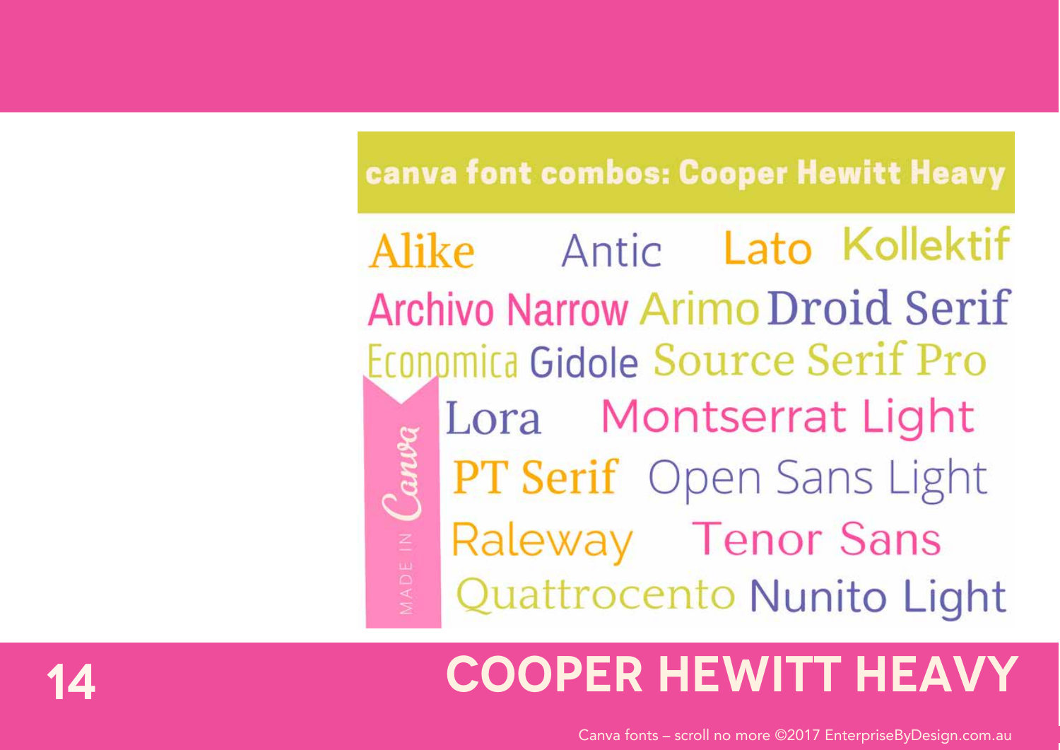canva font combos: Cooper Hewitt Heavy

Alike Antic Lato Kollektif

Archivo Narrow Arimo Droid Serif

Economica Gidole Source Serif Pro

Lora Montserrat Light

PT Serif Open Sans Light

Raleway Tenor Sans

Quattrocento Nunito Light

MADE IN Canva

# COOPER HEWITT HEAVY

Canva fonts – scroll no more ©2017 EnterpriseByDesign.com.au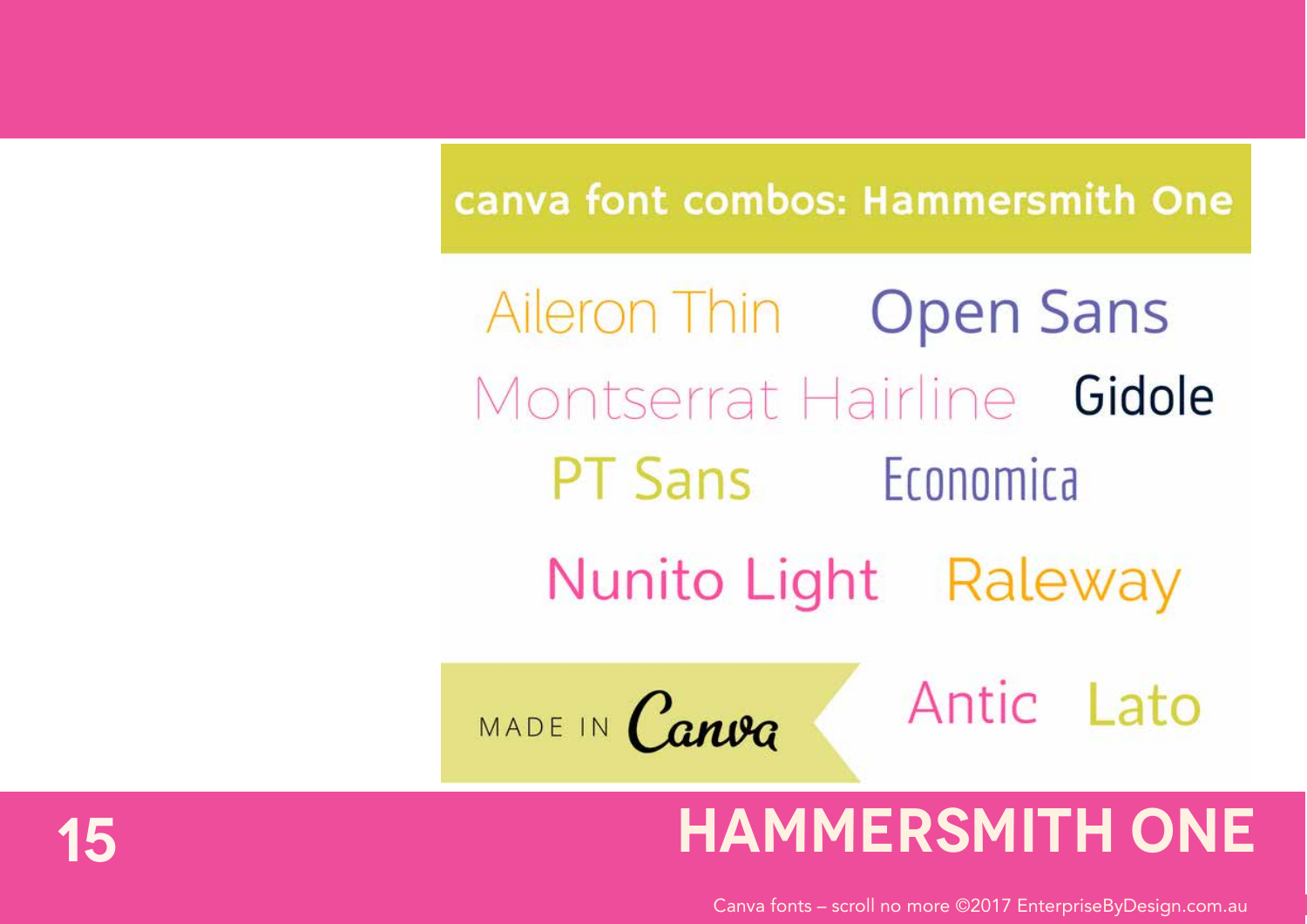canva font combos: Hammersmith One

Aileron Thin Open Sans

Montserrat Hairline Gidole

PT Sans Economica

Nunito Light Raleway

MADE IN Canva

Antic Lato

# HAMMERSMITH ONE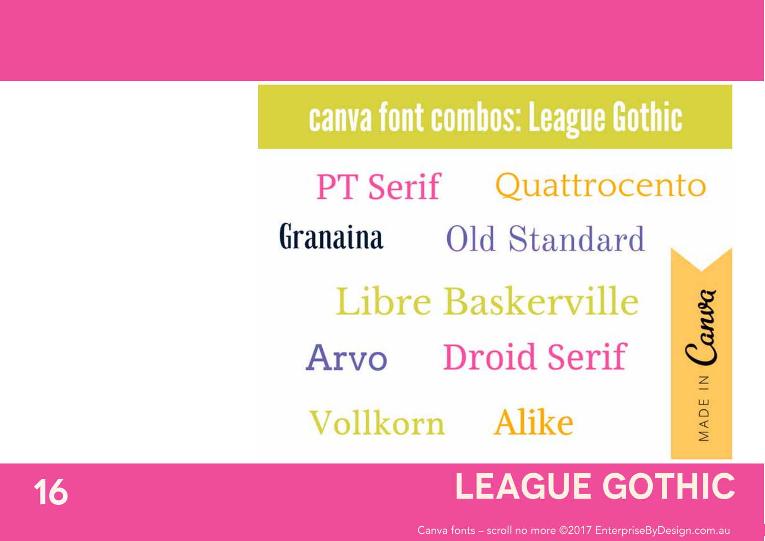# LEAGUE GOTHIC

canva font combos: League Gothic

PT Serif Quattrocento

Granaina Old Standard

Libre Baskerville

Arvo Droid Serif

Vollkorn Alike

MADE IN Canva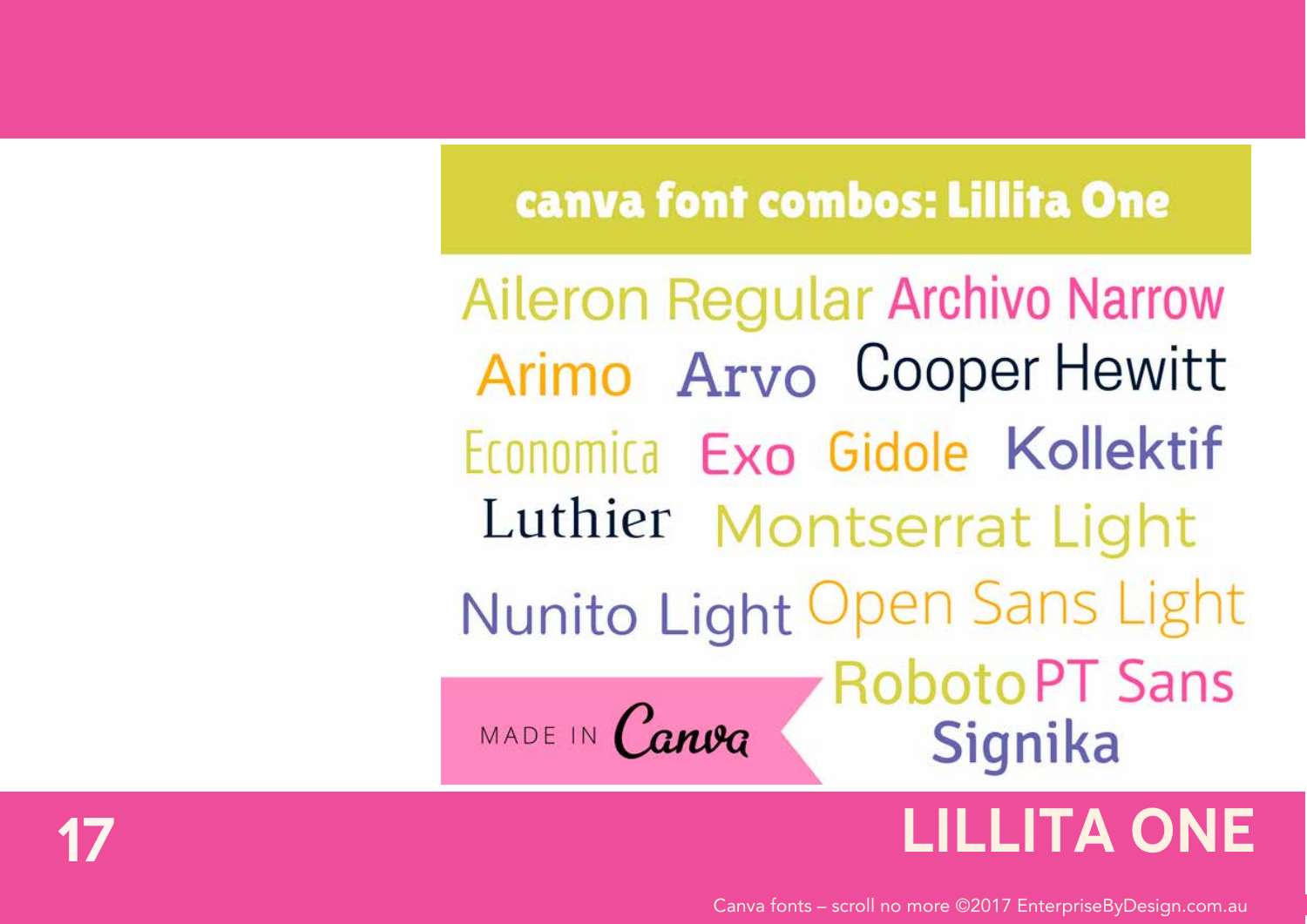# LILLITA ONE

## canva font combos: Lillita One

Aileron Regular Archivo Narrow
Arimo Arvo Cooper Hewitt
Economica Exo Gidole Kollektif
Luthier Montserrat Light
Nunito Light Open Sans Light
Roboto PT Sans
Signika

MADE IN Canva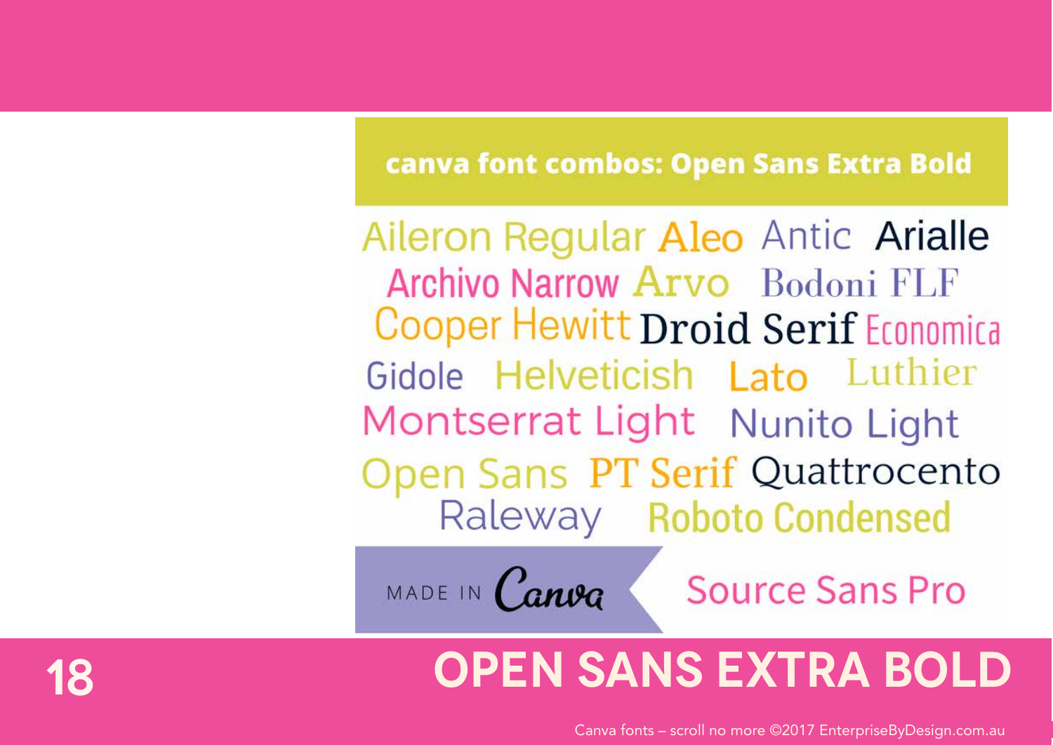canva font combos: Open Sans Extra Bold

Aileron Regular Aleo Antic Arialle
Archivo Narrow Arvo Bodoni FLF
Cooper Hewitt Droid Serif Economica
Gidole Helveticish Lato Luthier
Montserrat Light Nunito Light
Open Sans PT Serif Quattrocento
Raleway Roboto Condensed

MADE IN Canva

Source Sans Pro

# OPEN SANS EXTRA BOLD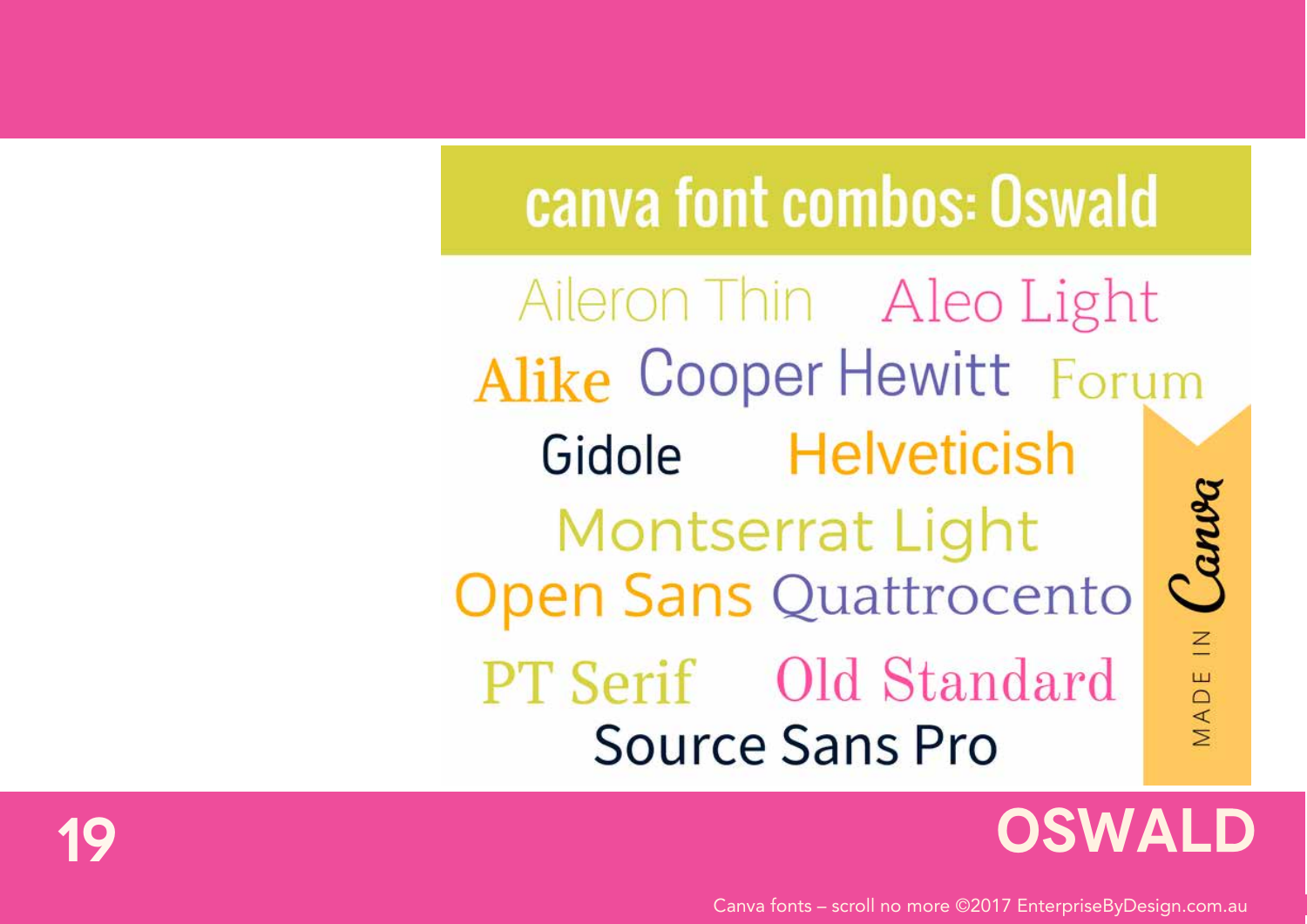# canva font combos: Oswald

Aileron Thin Aleo Light

Alike Cooper Hewitt Forum

Gidole Helveticish

Montserrat Light

Open Sans Quattrocento

PT Serif Old Standard

Source Sans Pro

MADE IN Canva

## OSWALD

Canva fonts – scroll no more ©2017 EnterpriseByDesign.com.au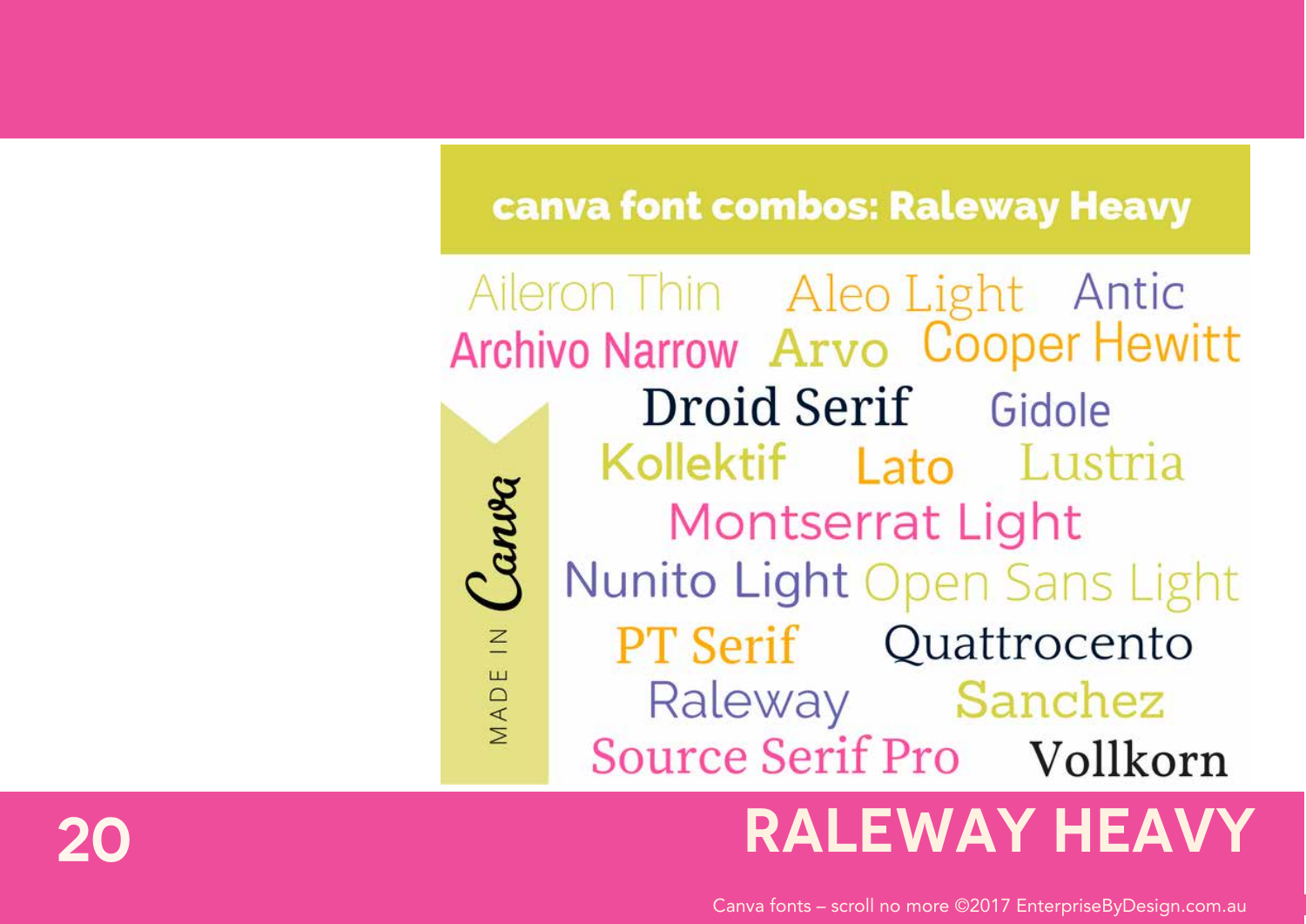## canva font combos: Raleway Heavy

Aileron Thin Aleo Light Antic
Archivo Narrow Arvo Cooper Hewitt
Droid Serif Gidole
Kollektif Lato Lustria
Montserrat Light
Nunito Light Open Sans Light
PT Serif Quattrocento
Raleway Sanchez
Source Serif Pro Vollkorn

MADE IN Canva

# RALEWAY HEAVY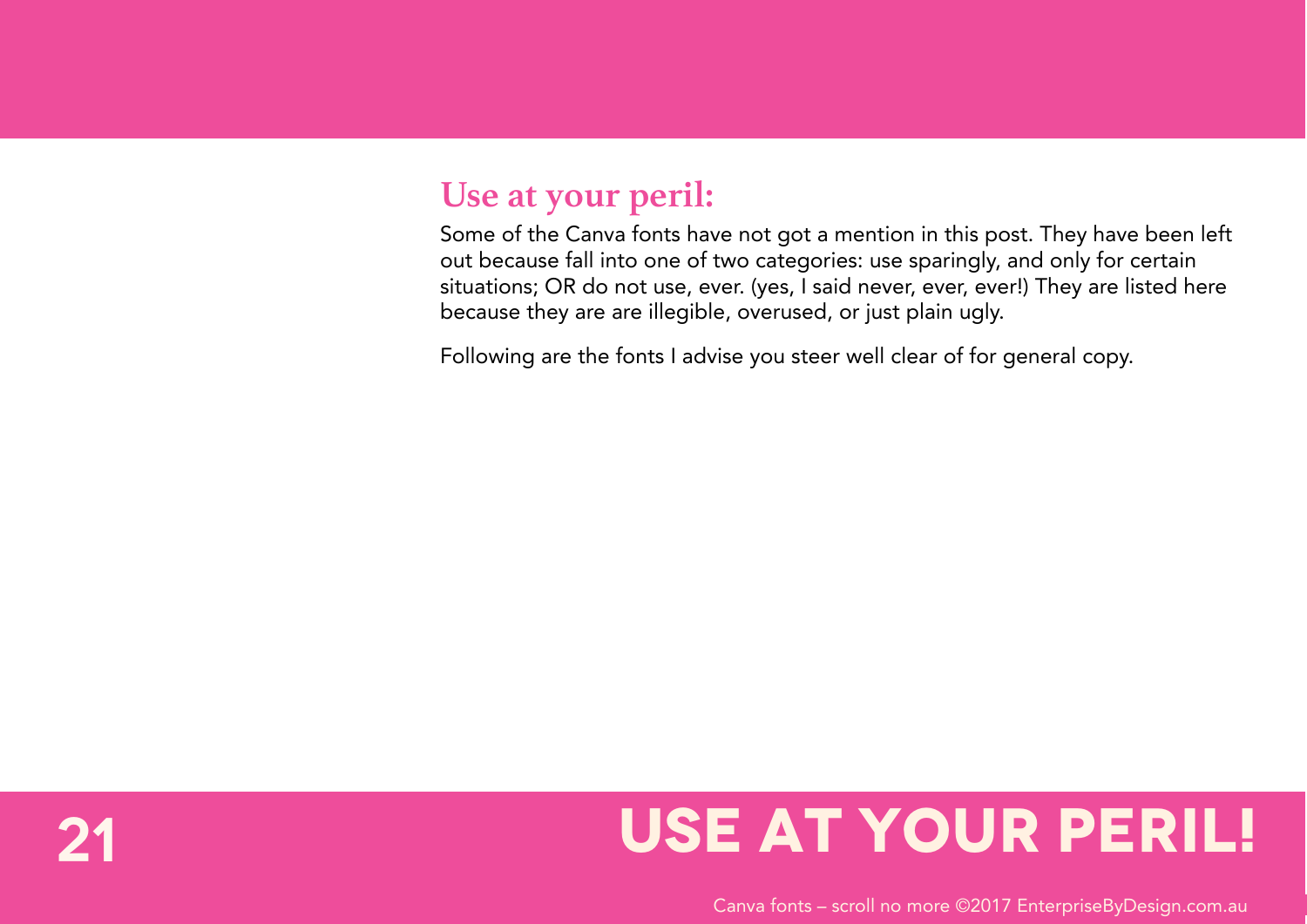## Use at your peril:

Some of the Canva fonts have not got a mention in this post. They have been left out because fall into one of two categories: use sparingly, and only for certain situations; OR do not use, ever. (yes, I said never, ever, ever!) They are listed here because they are are illegible, overused, or just plain ugly.

Following are the fonts I advise you steer well clear of for general copy.

# USE AT YOUR PERIL!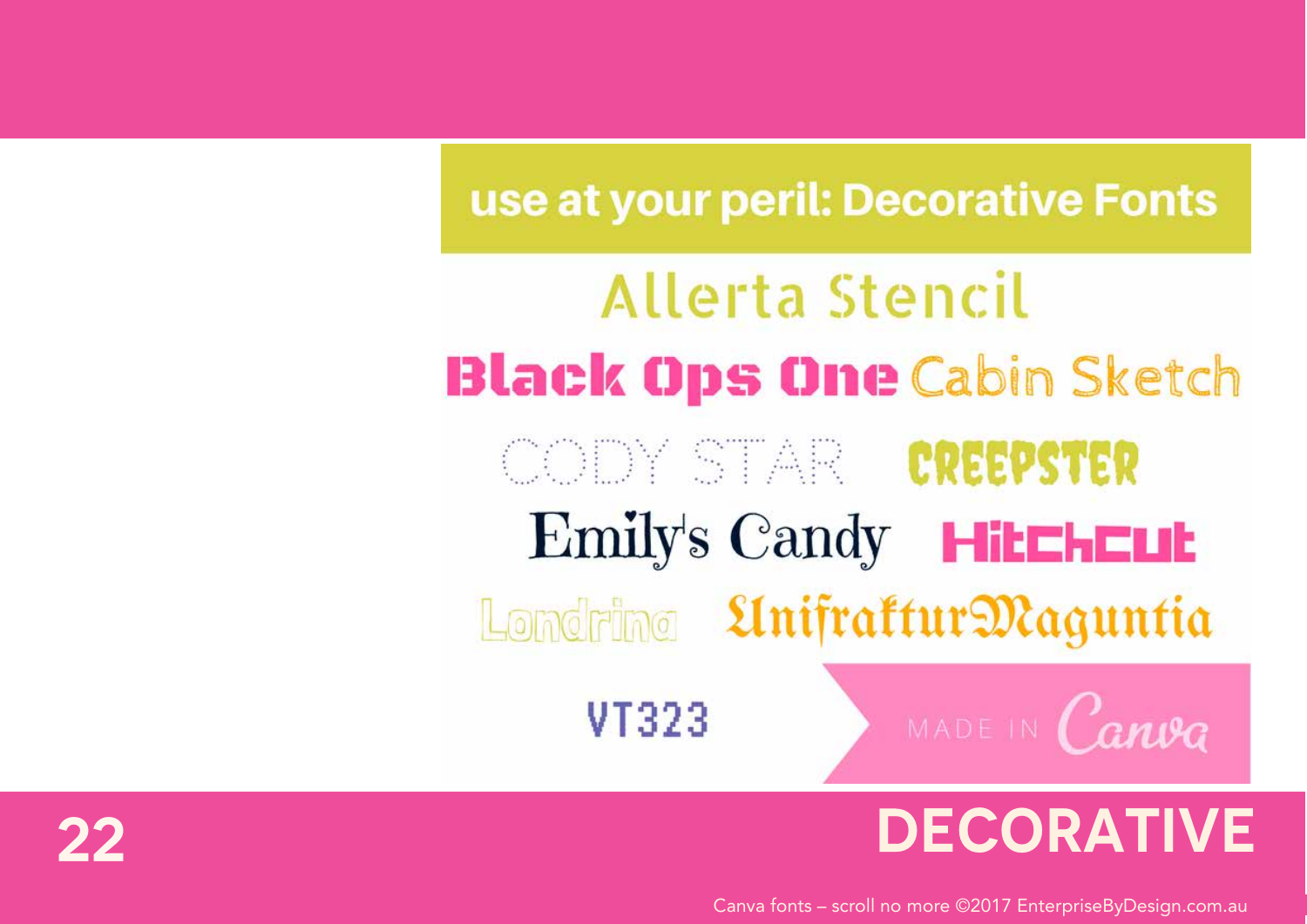# DECORATIVE

## use at your peril: Decorative Fonts

Allerta Stencil

Black Ops One Cabin Sketch

CODY STAR CREEPSTER

Emily's Candy HitchCut

Londrina UnifrakturMaguntia

VT323

MADE IN Canva

Canva fonts – scroll no more ©2017 EnterpriseByDesign.com.au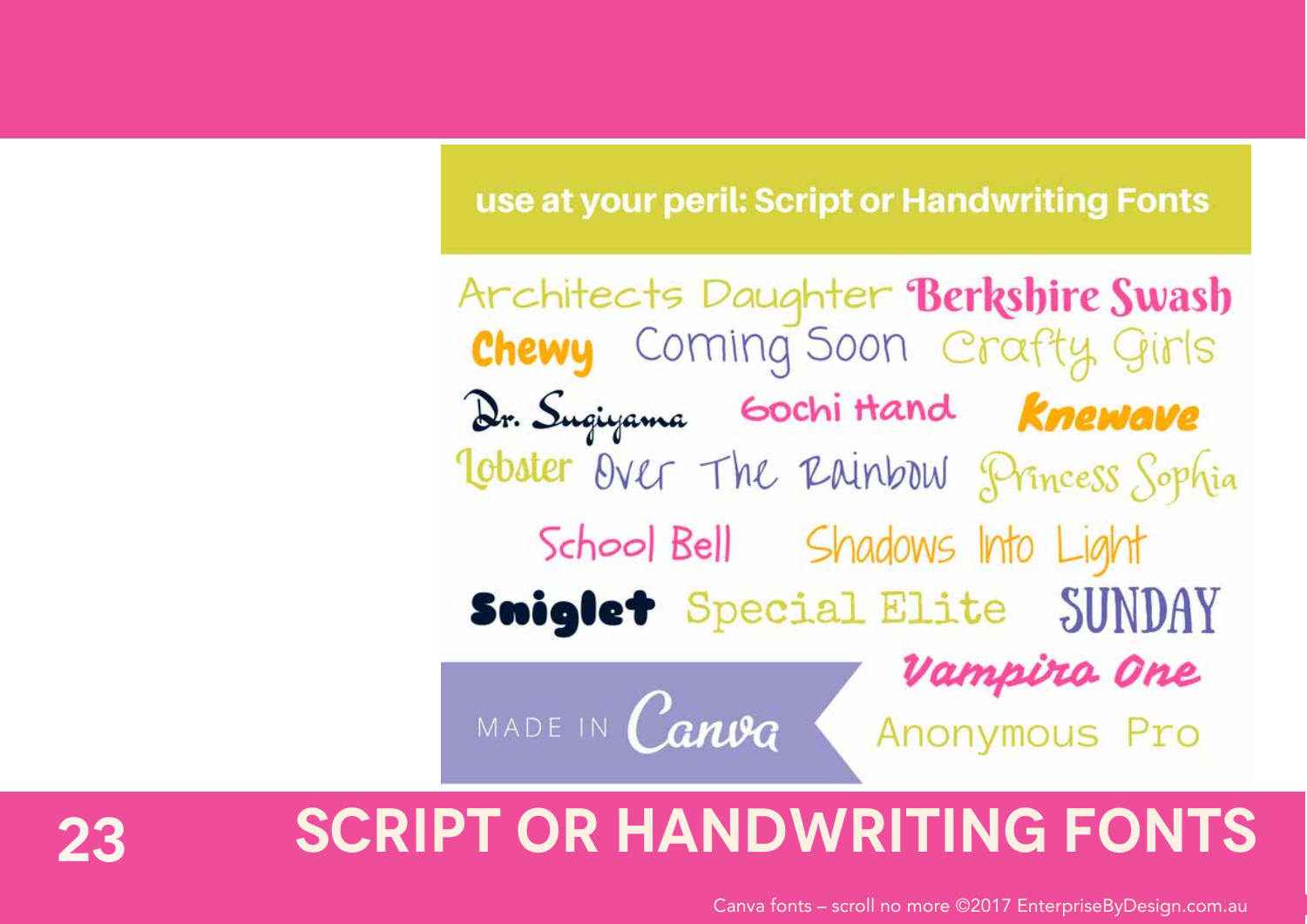use at your peril: Script or Handwriting Fonts

Architects Daughter Berkshire Swash
Chewy Coming Soon Crafty Girls
Dr. Sugiyama Gochi Hand Knewave
Lobster Over The Rainbow Princess Sophia
School Bell Shadows Into Light
Sniglet Special Elite SUNDAY
Vampira One
Anonymous Pro

MADE IN Canva

# SCRIPT OR HANDWRITING FONTS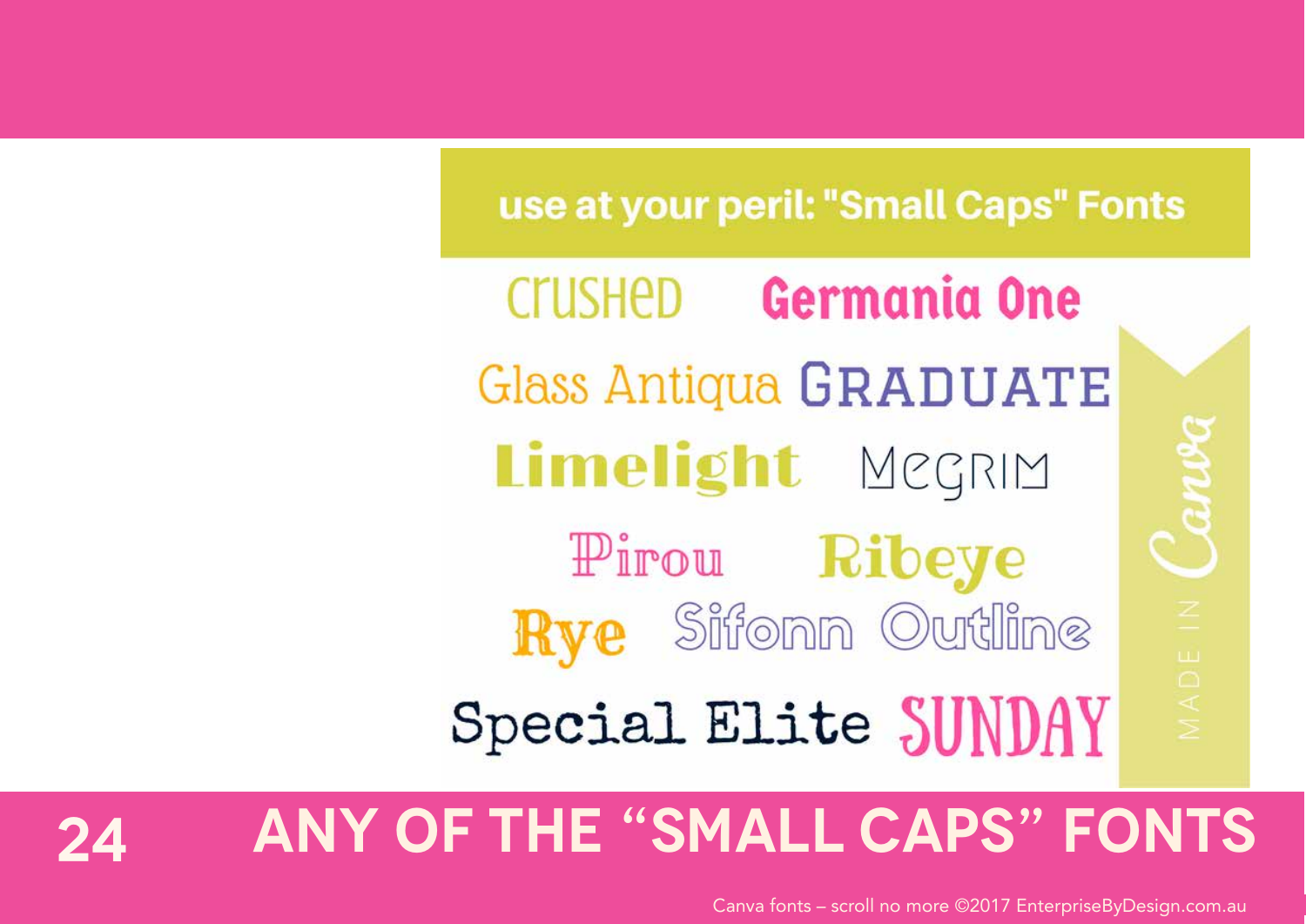use at your peril: "Small Caps" Fonts

Crushed Germania One

Glass Antiqua GRADUATE

Limelight Megrim

Pirou Ribeye

Rye Sifonn Outline

Special Elite SUNDAY

MADE IN Canva

# 24 ANY OF THE “SMALL CAPS” FONTS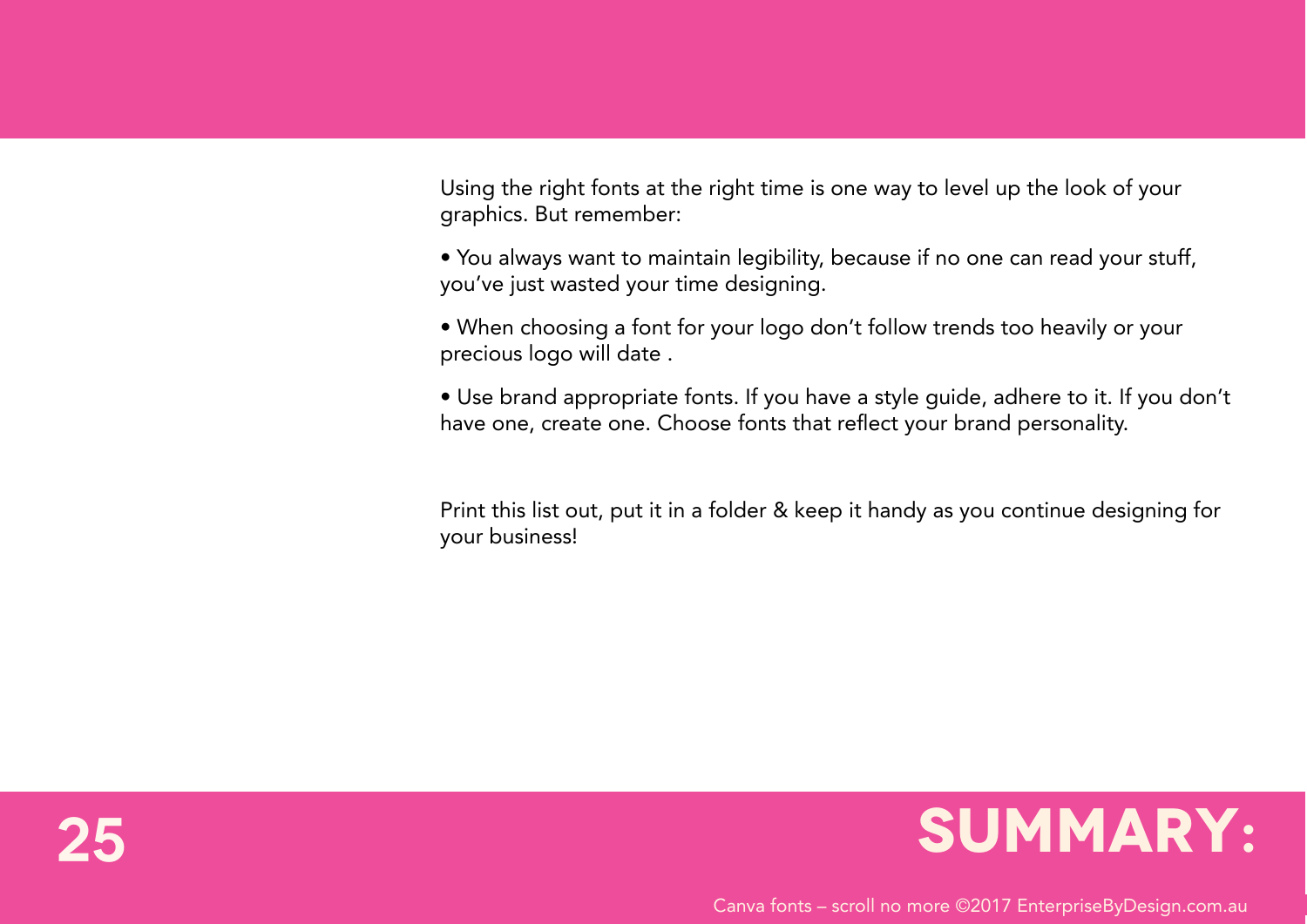# SUMMARY:

Using the right fonts at the right time is one way to level up the look of your graphics. But remember:

- You always want to maintain legibility, because if no one can read your stuff, you've just wasted your time designing.
- When choosing a font for your logo don't follow trends too heavily or your precious logo will date .
- Use brand appropriate fonts. If you have a style guide, adhere to it. If you don't have one, create one. Choose fonts that reflect your brand personality.

Print this list out, put it in a folder & keep it handy as you continue designing for your business!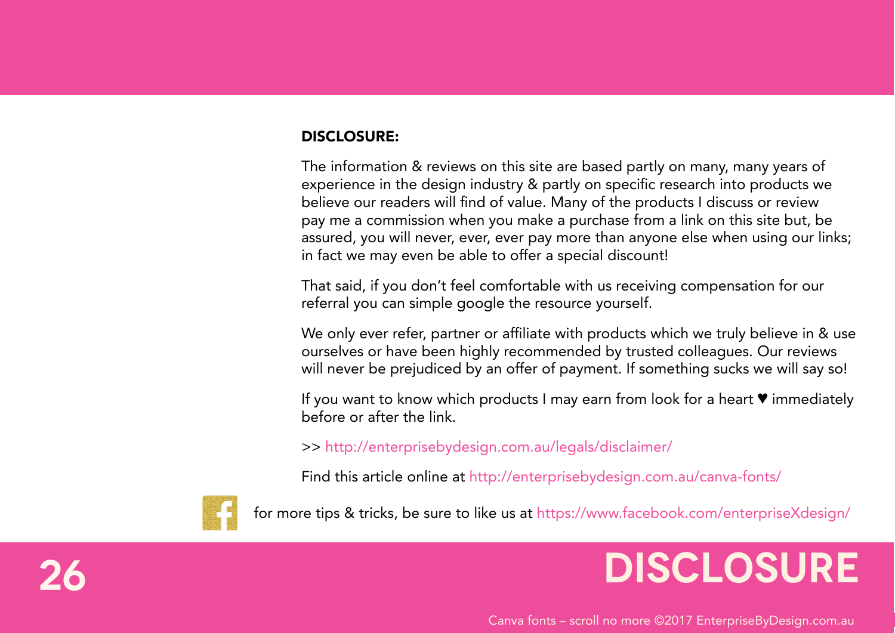**DISCLOSURE:**

The information & reviews on this site are based partly on many, many years of experience in the design industry & partly on specific research into products we believe our readers will find of value. Many of the products I discuss or review pay me a commission when you make a purchase from a link on this site but, be assured, you will never, ever, ever pay more than anyone else when using our links; in fact we may even be able to offer a special discount!

That said, if you don't feel comfortable with us receiving compensation for our referral you can simple google the resource yourself.

We only ever refer, partner or affiliate with products which we truly believe in & use ourselves or have been highly recommended by trusted colleagues. Our reviews will never be prejudiced by an offer of payment. If something sucks we will say so!

If you want to know which products I may earn from look for a heart ♥ immediately before or after the link.

>> http://enterprisebydesign.com.au/legals/disclaimer/

Find this article online at http://enterprisebydesign.com.au/canva-fonts/

for more tips & tricks, be sure to like us at https://www.facebook.com/enterpriseXdesign/

# DISCLOSURE